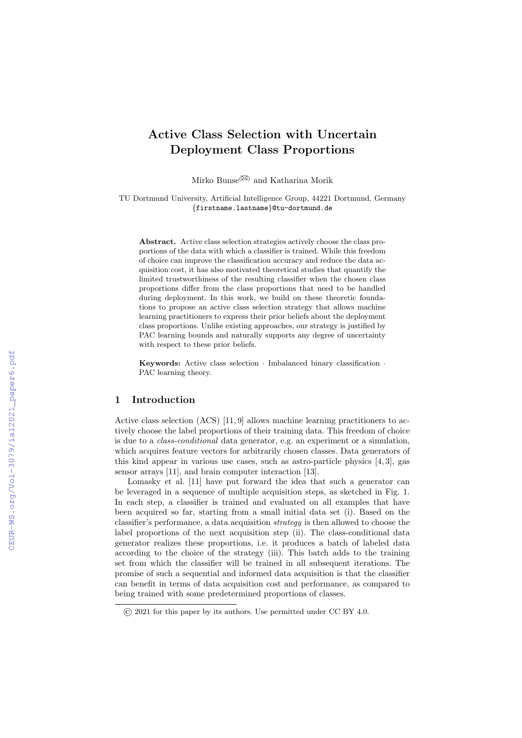# Active Class Selection with Uncertain Deployment Class Proportions

Mirko Bunse(✉) and Katharina Morik

TU Dortmund University, Artificial Intelligence Group, 44221 Dortmund, Germany
{firstname.lastname}@tu-dortmund.de

**Abstract.** Active class selection strategies actively choose the class proportions of the data with which a classifier is trained. While this freedom of choice can improve the classification accuracy and reduce the data acquisition cost, it has also motivated theoretical studies that quantify the limited trustworthiness of the resulting classifier when the chosen class proportions differ from the class proportions that need to be handled during deployment. In this work, we build on these theoretic foundations to propose an active class selection strategy that allows machine learning practitioners to express their prior beliefs about the deployment class proportions. Unlike existing approaches, our strategy is justified by PAC learning bounds and naturally supports any degree of uncertainty with respect to these prior beliefs.

**Keywords:** Active class selection · Imbalanced binary classification · PAC learning theory.

## 1 Introduction

Active class selection (ACS) [11, 9] allows machine learning practitioners to actively choose the label proportions of their training data. This freedom of choice is due to a *class-conditional* data generator, e.g. an experiment or a simulation, which acquires feature vectors for arbitrarily chosen classes. Data generators of this kind appear in various use cases, such as astro-particle physics [4, 3], gas sensor arrays [11], and brain computer interaction [13].

Lomasky et al. [11] have put forward the idea that such a generator can be leveraged in a sequence of multiple acquisition steps, as sketched in Fig. 1. In each step, a classifier is trained and evaluated on all examples that have been acquired so far, starting from a small initial data set (i). Based on the classifier's performance, a data acquisition *strategy* is then allowed to choose the label proportions of the next acquisition step (ii). The class-conditional data generator realizes these proportions, i.e. it produces a batch of labeled data according to the choice of the strategy (iii). This batch adds to the training set from which the classifier will be trained in all subsequent iterations. The promise of such a sequential and informed data acquisition is that the classifier can benefit in terms of data acquisition cost and performance, as compared to being trained with some predetermined proportions of classes.

© 2021 for this paper by its authors. Use permitted under CC BY 4.0.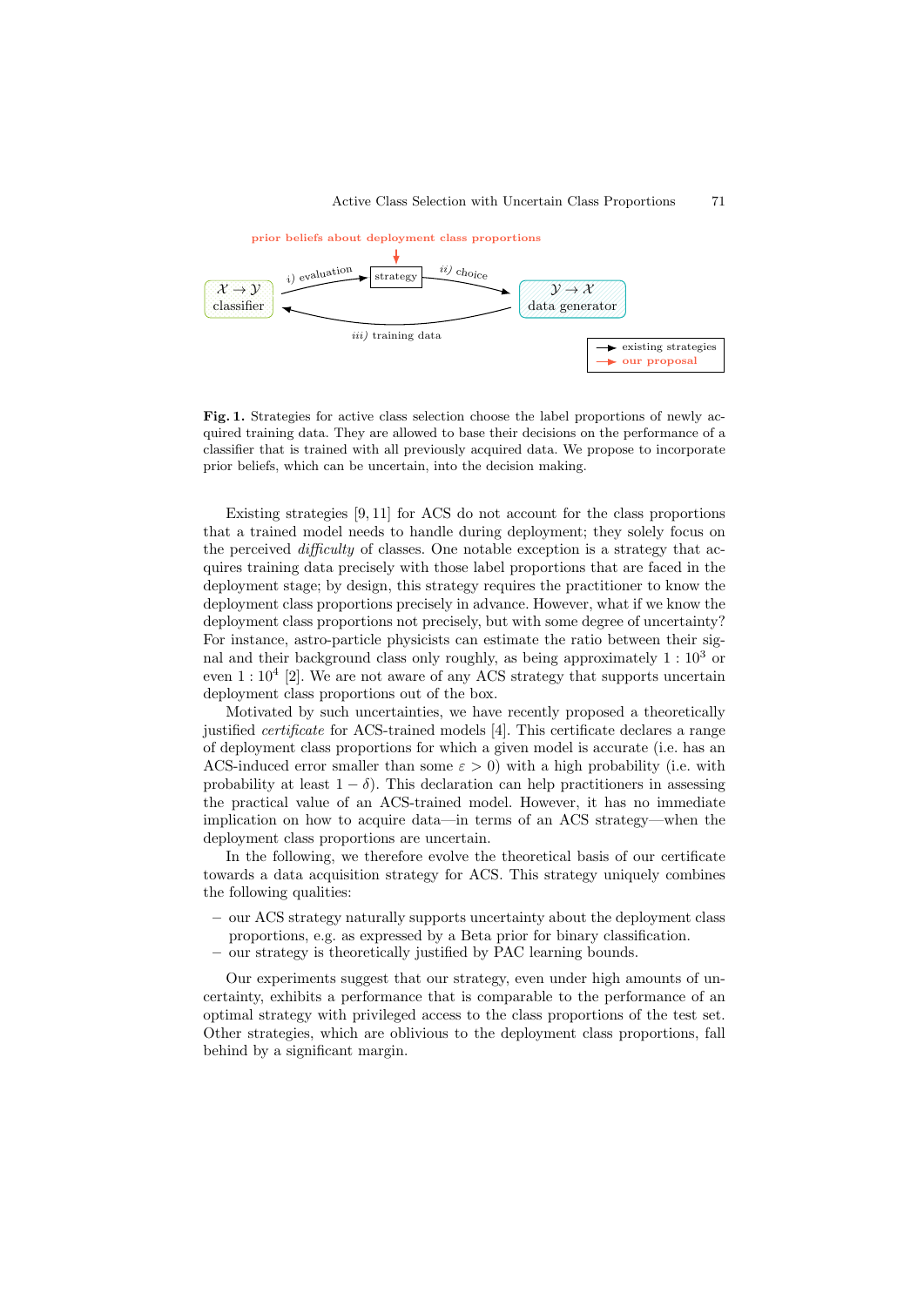**Fig. 1.** Strategies for active class selection choose the label proportions of newly acquired training data. They are allowed to base their decisions on the performance of a classifier that is trained with all previously acquired data. We propose to incorporate prior beliefs, which can be uncertain, into the decision making.

Existing strategies [9, 11] for ACS do not account for the class proportions that a trained model needs to handle during deployment; they solely focus on the perceived *difficulty* of classes. One notable exception is a strategy that acquires training data precisely with those label proportions that are faced in the deployment stage; by design, this strategy requires the practitioner to know the deployment class proportions precisely in advance. However, what if we know the deployment class proportions not precisely, but with some degree of uncertainty? For instance, astro-particle physicists can estimate the ratio between their signal and their background class only roughly, as being approximately $1 : 10^3$ or even $1 : 10^4$ [2]. We are not aware of any ACS strategy that supports uncertain deployment class proportions out of the box.

Motivated by such uncertainties, we have recently proposed a theoretically justified *certificate* for ACS-trained models [4]. This certificate declares a range of deployment class proportions for which a given model is accurate (i.e. has an ACS-induced error smaller than some $\varepsilon > 0$) with a high probability (i.e. with probability at least $1 - \delta$). This declaration can help practitioners in assessing the practical value of an ACS-trained model. However, it has no immediate implication on how to acquire data—in terms of an ACS strategy—when the deployment class proportions are uncertain.

In the following, we therefore evolve the theoretical basis of our certificate towards a data acquisition strategy for ACS. This strategy uniquely combines the following qualities:

- our ACS strategy naturally supports uncertainty about the deployment class proportions, e.g. as expressed by a Beta prior for binary classification.
- our strategy is theoretically justified by PAC learning bounds.

Our experiments suggest that our strategy, even under high amounts of uncertainty, exhibits a performance that is comparable to the performance of an optimal strategy with privileged access to the class proportions of the test set. Other strategies, which are oblivious to the deployment class proportions, fall behind by a significant margin.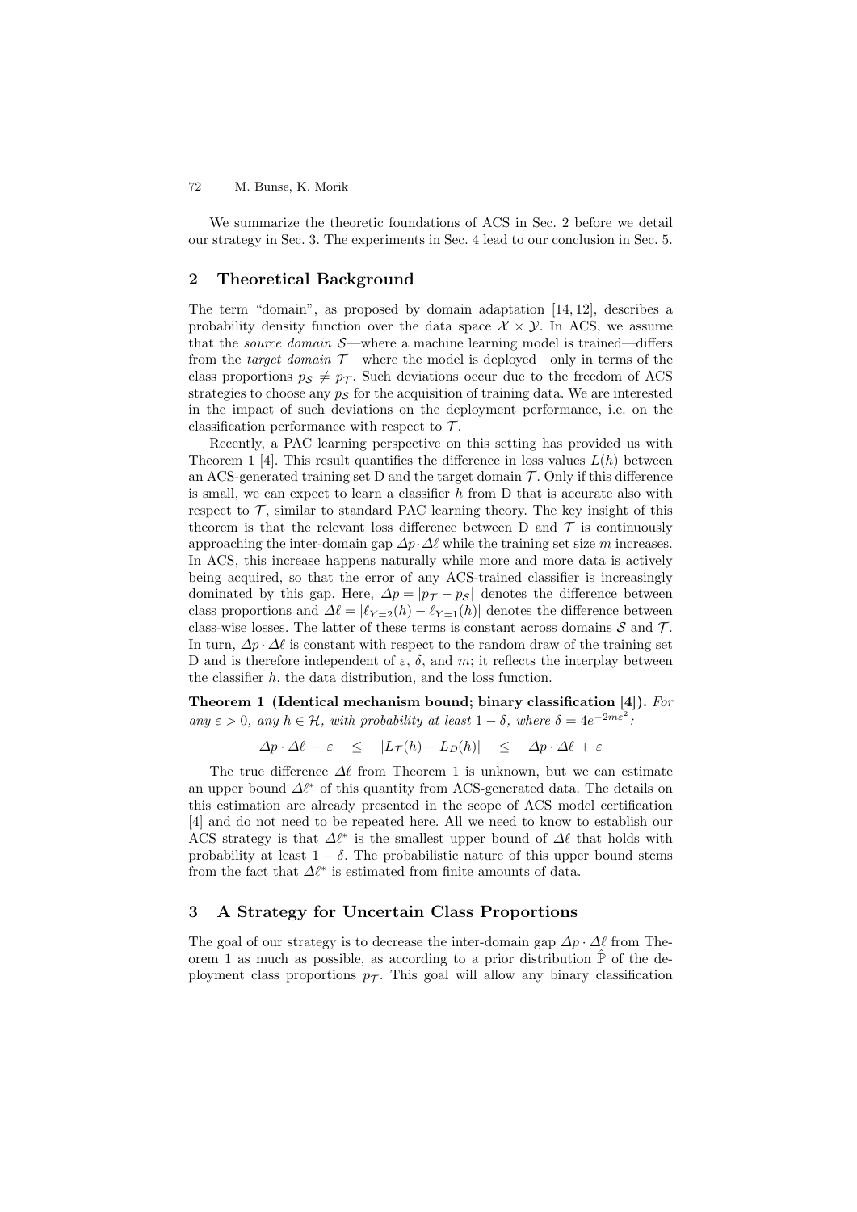We summarize the theoretic foundations of ACS in Sec. 2 before we detail our strategy in Sec. 3. The experiments in Sec. 4 lead to our conclusion in Sec. 5.

## 2 Theoretical Background

The term "domain", as proposed by domain adaptation [14, 12], describes a probability density function over the data space $\mathcal{X} \times \mathcal{Y}$. In ACS, we assume that the *source domain* $\mathcal{S}$—where a machine learning model is trained—differs from the *target domain* $\mathcal{T}$—where the model is deployed—only in terms of the class proportions $p_{\mathcal{S}} \neq p_{\mathcal{T}}$. Such deviations occur due to the freedom of ACS strategies to choose any $p_{\mathcal{S}}$ for the acquisition of training data. We are interested in the impact of such deviations on the deployment performance, i.e. on the classification performance with respect to $\mathcal{T}$.

Recently, a PAC learning perspective on this setting has provided us with Theorem 1 [4]. This result quantifies the difference in loss values $L(h)$ between an ACS-generated training set D and the target domain $\mathcal{T}$. Only if this difference is small, we can expect to learn a classifier $h$ from D that is accurate also with respect to $\mathcal{T}$, similar to standard PAC learning theory. The key insight of this theorem is that the relevant loss difference between D and $\mathcal{T}$ is continuously approaching the inter-domain gap $\Delta p \cdot \Delta \ell$ while the training set size $m$ increases. In ACS, this increase happens naturally while more and more data is actively being acquired, so that the error of any ACS-trained classifier is increasingly dominated by this gap. Here, $\Delta p = |p_{\mathcal{T}} - p_{\mathcal{S}}|$ denotes the difference between class proportions and $\Delta \ell = |\ell_{Y=2}(h) - \ell_{Y=1}(h)|$ denotes the difference between class-wise losses. The latter of these terms is constant across domains $\mathcal{S}$ and $\mathcal{T}$. In turn, $\Delta p \cdot \Delta \ell$ is constant with respect to the random draw of the training set D and is therefore independent of $\varepsilon$, $\delta$, and $m$; it reflects the interplay between the classifier $h$, the data distribution, and the loss function.

**Theorem 1 (Identical mechanism bound; binary classification [4]).** *For any $\varepsilon > 0$, any $h \in \mathcal{H}$, with probability at least $1 - \delta$, where $\delta = 4e^{-2m\varepsilon^2}$:*

$$\Delta p \cdot \Delta \ell \, - \, \varepsilon \quad \leq \quad |L_{\mathcal{T}}(h) - L_D(h)| \quad \leq \quad \Delta p \cdot \Delta \ell \, + \, \varepsilon$$

The true difference $\Delta \ell$ from Theorem 1 is unknown, but we can estimate an upper bound $\Delta \ell^*$ of this quantity from ACS-generated data. The details on this estimation are already presented in the scope of ACS model certification [4] and do not need to be repeated here. All we need to know to establish our ACS strategy is that $\Delta \ell^*$ is the smallest upper bound of $\Delta \ell$ that holds with probability at least $1 - \delta$. The probabilistic nature of this upper bound stems from the fact that $\Delta \ell^*$ is estimated from finite amounts of data.

## 3 A Strategy for Uncertain Class Proportions

The goal of our strategy is to decrease the inter-domain gap $\Delta p \cdot \Delta \ell$ from Theorem 1 as much as possible, as according to a prior distribution $\hat{\mathbb{P}}$ of the deployment class proportions $p_{\mathcal{T}}$. This goal will allow any binary classification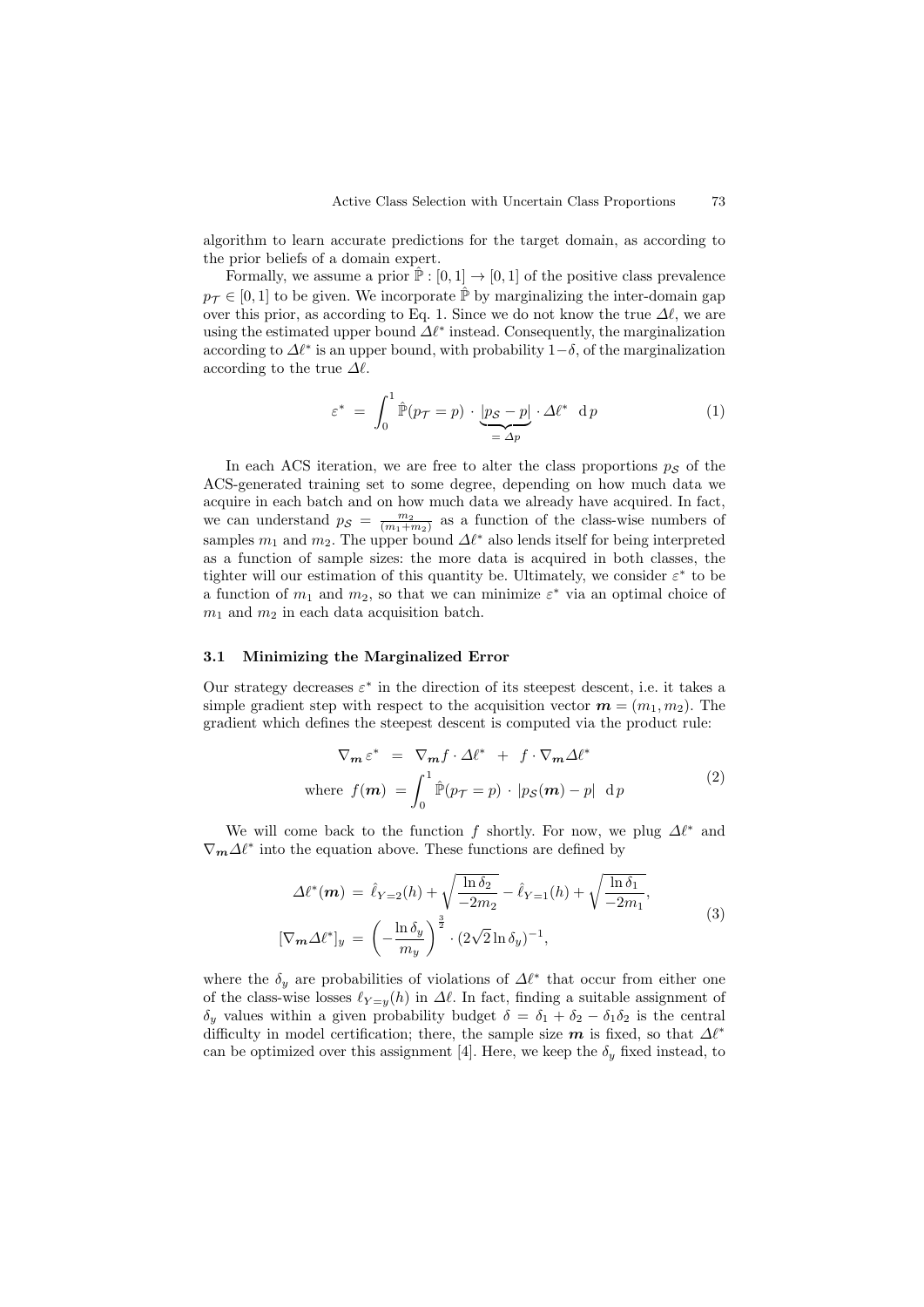algorithm to learn accurate predictions for the target domain, as according to the prior beliefs of a domain expert.

Formally, we assume a prior $\hat{\mathbb{P}} : [0, 1] \rightarrow [0, 1]$ of the positive class prevalence $p_{\mathcal{T}} \in [0, 1]$ to be given. We incorporate $\hat{\mathbb{P}}$ by marginalizing the inter-domain gap over this prior, as according to Eq. 1. Since we do not know the true $\Delta\ell$, we are using the estimated upper bound $\Delta\ell^*$ instead. Consequently, the marginalization according to $\Delta\ell^*$ is an upper bound, with probability $1-\delta$, of the marginalization according to the true $\Delta\ell$.

$$\varepsilon^* \; = \; \int_0^1 \hat{\mathbb{P}}(p_{\mathcal{T}} = p) \; \cdot \; \underbrace{|p_{\mathcal{S}} - p|}_{= \, \Delta p} \cdot \Delta\ell^* \;\; \mathrm{d}\, p \tag{1}$$

In each ACS iteration, we are free to alter the class proportions $p_{\mathcal{S}}$ of the ACS-generated training set to some degree, depending on how much data we acquire in each batch and on how much data we already have acquired. In fact, we can understand $p_{\mathcal{S}} = \frac{m_2}{(m_1 + m_2)}$ as a function of the class-wise numbers of samples $m_1$ and $m_2$. The upper bound $\Delta\ell^*$ also lends itself for being interpreted as a function of sample sizes: the more data is acquired in both classes, the tighter will our estimation of this quantity be. Ultimately, we consider $\varepsilon^*$ to be a function of $m_1$ and $m_2$, so that we can minimize $\varepsilon^*$ via an optimal choice of $m_1$ and $m_2$ in each data acquisition batch.

### 3.1 Minimizing the Marginalized Error

Our strategy decreases $\varepsilon^*$ in the direction of its steepest descent, i.e. it takes a simple gradient step with respect to the acquisition vector $\boldsymbol{m} = (m_1, m_2)$. The gradient which defines the steepest descent is computed via the product rule:

$$\begin{aligned} \nabla_{\boldsymbol{m}}\, \varepsilon^* \; &= \; \nabla_{\boldsymbol{m}} f \cdot \Delta\ell^* \;\; + \;\; f \cdot \nabla_{\boldsymbol{m}} \Delta\ell^* \\ \text{where } \; f(\boldsymbol{m}) \; &= \int_0^1 \hat{\mathbb{P}}(p_{\mathcal{T}} = p) \; \cdot \; |p_{\mathcal{S}}(\boldsymbol{m}) - p| \;\; \mathrm{d}\, p \end{aligned} \tag{2}$$

We will come back to the function $f$ shortly. For now, we plug $\Delta\ell^*$ and $\nabla_{\boldsymbol{m}} \Delta\ell^*$ into the equation above. These functions are defined by

$$\begin{aligned} \Delta\ell^*(\boldsymbol{m}) \; &= \; \hat{\ell}_{Y=2}(h) + \sqrt{\frac{\ln \delta_2}{-2m_2}} - \hat{\ell}_{Y=1}(h) + \sqrt{\frac{\ln \delta_1}{-2m_1}}, \\ [\nabla_{\boldsymbol{m}} \Delta\ell^*]_y \; &= \; \left( -\frac{\ln \delta_y}{m_y} \right)^{\frac{3}{2}} \cdot (2\sqrt{2} \ln \delta_y)^{-1}, \end{aligned} \tag{3}$$

where the $\delta_y$ are probabilities of violations of $\Delta\ell^*$ that occur from either one of the class-wise losses $\ell_{Y=y}(h)$ in $\Delta\ell$. In fact, finding a suitable assignment of $\delta_y$ values within a given probability budget $\delta = \delta_1 + \delta_2 - \delta_1\delta_2$ is the central difficulty in model certification; there, the sample size $\boldsymbol{m}$ is fixed, so that $\Delta\ell^*$ can be optimized over this assignment [4]. Here, we keep the $\delta_y$ fixed instead, to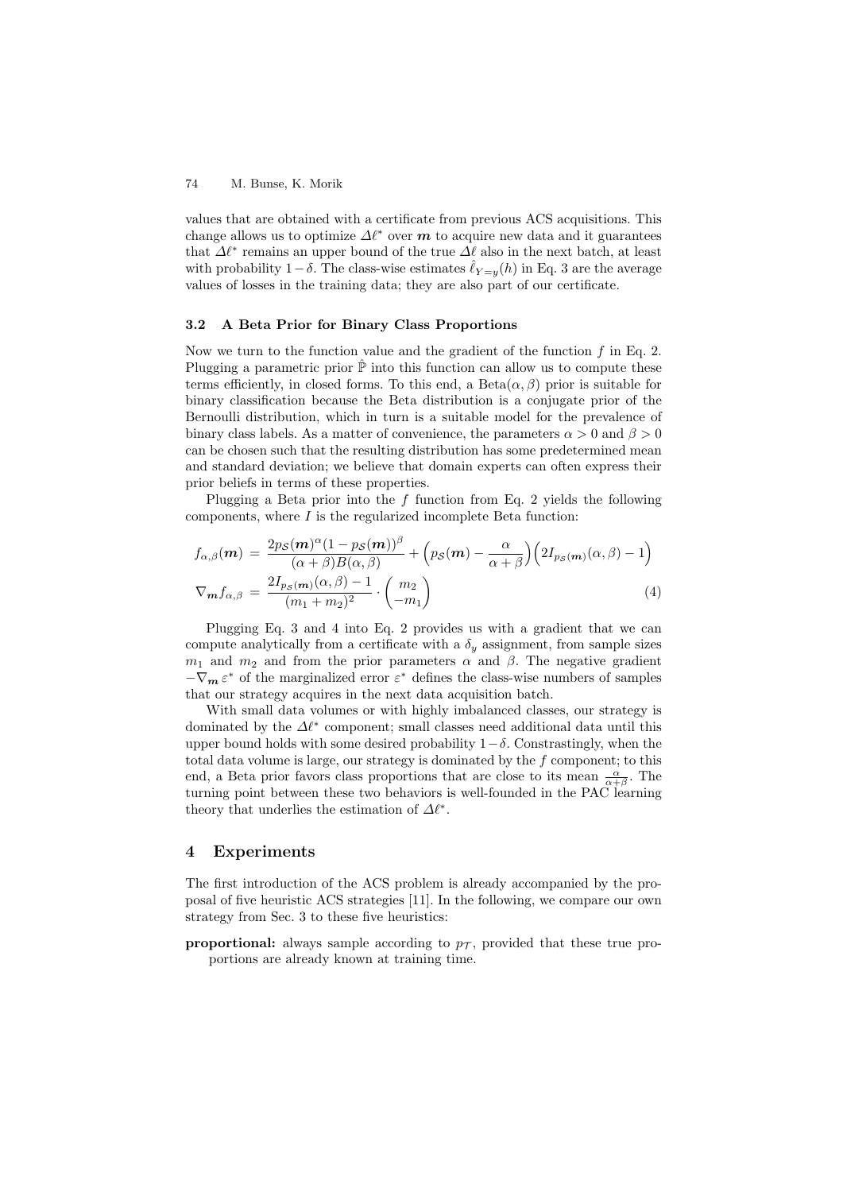values that are obtained with a certificate from previous ACS acquisitions. This change allows us to optimize $\Delta\ell^*$ over $\boldsymbol{m}$ to acquire new data and it guarantees that $\Delta\ell^*$ remains an upper bound of the true $\Delta\ell$ also in the next batch, at least with probability $1-\delta$. The class-wise estimates $\hat{\ell}_{Y=y}(h)$ in Eq. 3 are the average values of losses in the training data; they are also part of our certificate.

### 3.2 A Beta Prior for Binary Class Proportions

Now we turn to the function value and the gradient of the function $f$ in Eq. 2. Plugging a parametric prior $\hat{\mathbb{P}}$ into this function can allow us to compute these terms efficiently, in closed forms. To this end, a $\text{Beta}(\alpha, \beta)$ prior is suitable for binary classification because the Beta distribution is a conjugate prior of the Bernoulli distribution, which in turn is a suitable model for the prevalence of binary class labels. As a matter of convenience, the parameters $\alpha > 0$ and $\beta > 0$ can be chosen such that the resulting distribution has some predetermined mean and standard deviation; we believe that domain experts can often express their prior beliefs in terms of these properties.

Plugging a Beta prior into the $f$ function from Eq. 2 yields the following components, where $I$ is the regularized incomplete Beta function:

$$
\begin{aligned}
f_{\alpha,\beta}(\boldsymbol{m}) &= \frac{2p_{\mathcal{S}}(\boldsymbol{m})^{\alpha}(1-p_{\mathcal{S}}(\boldsymbol{m}))^{\beta}}{(\alpha+\beta)B(\alpha,\beta)} + \Big(p_{\mathcal{S}}(\boldsymbol{m}) - \frac{\alpha}{\alpha+\beta}\Big)\Big(2I_{p_{\mathcal{S}}(\boldsymbol{m})}(\alpha,\beta) - 1\Big) \\
\nabla_{\boldsymbol{m}} f_{\alpha,\beta} &= \frac{2I_{p_{\mathcal{S}}(\boldsymbol{m})}(\alpha,\beta) - 1}{(m_1+m_2)^2} \cdot \begin{pmatrix} m_2 \\ -m_1 \end{pmatrix}
\end{aligned}
\tag{4}
$$

Plugging Eq. 3 and 4 into Eq. 2 provides us with a gradient that we can compute analytically from a certificate with a $\delta_y$ assignment, from sample sizes $m_1$ and $m_2$ and from the prior parameters $\alpha$ and $\beta$. The negative gradient $-\nabla_{\boldsymbol{m}}\,\varepsilon^*$ of the marginalized error $\varepsilon^*$ defines the class-wise numbers of samples that our strategy acquires in the next data acquisition batch.

With small data volumes or with highly imbalanced classes, our strategy is dominated by the $\Delta\ell^*$ component; small classes need additional data until this upper bound holds with some desired probability $1-\delta$. Constrastingly, when the total data volume is large, our strategy is dominated by the $f$ component; to this end, a Beta prior favors class proportions that are close to its mean $\frac{\alpha}{\alpha+\beta}$. The turning point between these two behaviors is well-founded in the PAC learning theory that underlies the estimation of $\Delta\ell^*$.

## 4 Experiments

The first introduction of the ACS problem is already accompanied by the proposal of five heuristic ACS strategies [11]. In the following, we compare our own strategy from Sec. 3 to these five heuristics:

**proportional:** always sample according to $p_{\mathcal{T}}$, provided that these true proportions are already known at training time.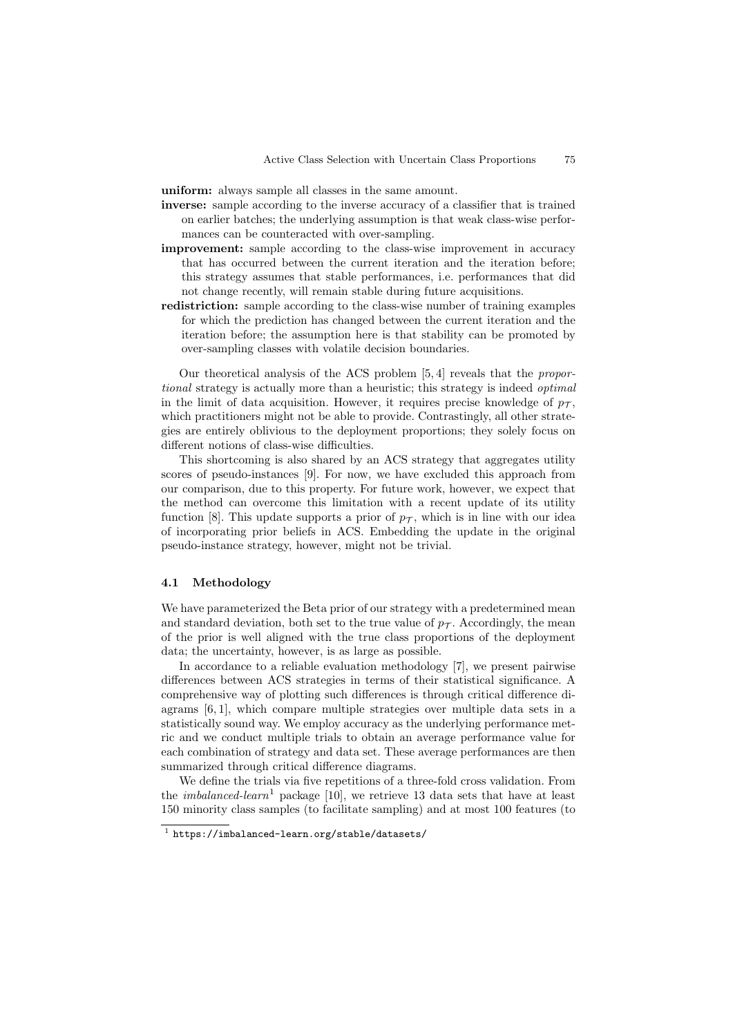**uniform:** always sample all classes in the same amount.

**inverse:** sample according to the inverse accuracy of a classifier that is trained on earlier batches; the underlying assumption is that weak class-wise performances can be counteracted with over-sampling.

**improvement:** sample according to the class-wise improvement in accuracy that has occurred between the current iteration and the iteration before; this strategy assumes that stable performances, i.e. performances that did not change recently, will remain stable during future acquisitions.

**redistriction:** sample according to the class-wise number of training examples for which the prediction has changed between the current iteration and the iteration before; the assumption here is that stability can be promoted by over-sampling classes with volatile decision boundaries.

Our theoretical analysis of the ACS problem [5, 4] reveals that the *proportional* strategy is actually more than a heuristic; this strategy is indeed *optimal* in the limit of data acquisition. However, it requires precise knowledge of $p_{\mathcal{T}}$, which practitioners might not be able to provide. Contrastingly, all other strategies are entirely oblivious to the deployment proportions; they solely focus on different notions of class-wise difficulties.

This shortcoming is also shared by an ACS strategy that aggregates utility scores of pseudo-instances [9]. For now, we have excluded this approach from our comparison, due to this property. For future work, however, we expect that the method can overcome this limitation with a recent update of its utility function [8]. This update supports a prior of $p_{\mathcal{T}}$, which is in line with our idea of incorporating prior beliefs in ACS. Embedding the update in the original pseudo-instance strategy, however, might not be trivial.

### 4.1 Methodology

We have parameterized the Beta prior of our strategy with a predetermined mean and standard deviation, both set to the true value of $p_{\mathcal{T}}$. Accordingly, the mean of the prior is well aligned with the true class proportions of the deployment data; the uncertainty, however, is as large as possible.

In accordance to a reliable evaluation methodology [7], we present pairwise differences between ACS strategies in terms of their statistical significance. A comprehensive way of plotting such differences is through critical difference diagrams [6, 1], which compare multiple strategies over multiple data sets in a statistically sound way. We employ accuracy as the underlying performance metric and we conduct multiple trials to obtain an average performance value for each combination of strategy and data set. These average performances are then summarized through critical difference diagrams.

We define the trials via five repetitions of a three-fold cross validation. From the *imbalanced-learn*[1] package [10], we retrieve 13 data sets that have at least 150 minority class samples (to facilitate sampling) and at most 100 features (to

[1] https://imbalanced-learn.org/stable/datasets/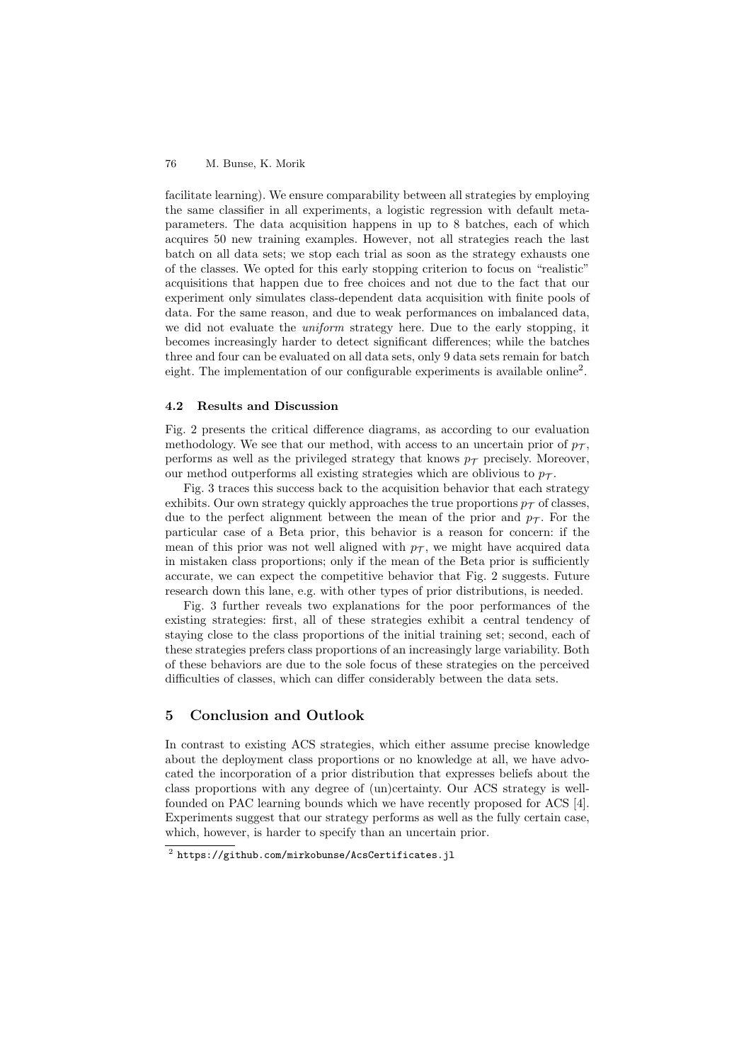facilitate learning). We ensure comparability between all strategies by employing the same classifier in all experiments, a logistic regression with default meta-parameters. The data acquisition happens in up to 8 batches, each of which acquires 50 new training examples. However, not all strategies reach the last batch on all data sets; we stop each trial as soon as the strategy exhausts one of the classes. We opted for this early stopping criterion to focus on "realistic" acquisitions that happen due to free choices and not due to the fact that our experiment only simulates class-dependent data acquisition with finite pools of data. For the same reason, and due to weak performances on imbalanced data, we did not evaluate the *uniform* strategy here. Due to the early stopping, it becomes increasingly harder to detect significant differences; while the batches three and four can be evaluated on all data sets, only 9 data sets remain for batch eight. The implementation of our configurable experiments is available online[2].

### 4.2 Results and Discussion

Fig. 2 presents the critical difference diagrams, as according to our evaluation methodology. We see that our method, with access to an uncertain prior of $p_{\mathcal{T}}$, performs as well as the privileged strategy that knows $p_{\mathcal{T}}$ precisely. Moreover, our method outperforms all existing strategies which are oblivious to $p_{\mathcal{T}}$.

Fig. 3 traces this success back to the acquisition behavior that each strategy exhibits. Our own strategy quickly approaches the true proportions $p_{\mathcal{T}}$ of classes, due to the perfect alignment between the mean of the prior and $p_{\mathcal{T}}$. For the particular case of a Beta prior, this behavior is a reason for concern: if the mean of this prior was not well aligned with $p_{\mathcal{T}}$, we might have acquired data in mistaken class proportions; only if the mean of the Beta prior is sufficiently accurate, we can expect the competitive behavior that Fig. 2 suggests. Future research down this lane, e.g. with other types of prior distributions, is needed.

Fig. 3 further reveals two explanations for the poor performances of the existing strategies: first, all of these strategies exhibit a central tendency of staying close to the class proportions of the initial training set; second, each of these strategies prefers class proportions of an increasingly large variability. Both of these behaviors are due to the sole focus of these strategies on the perceived difficulties of classes, which can differ considerably between the data sets.

## 5 Conclusion and Outlook

In contrast to existing ACS strategies, which either assume precise knowledge about the deployment class proportions or no knowledge at all, we have advocated the incorporation of a prior distribution that expresses beliefs about the class proportions with any degree of (un)certainty. Our ACS strategy is well-founded on PAC learning bounds which we have recently proposed for ACS [4]. Experiments suggest that our strategy performs as well as the fully certain case, which, however, is harder to specify than an uncertain prior.

[2] https://github.com/mirkobunse/AcsCertificates.jl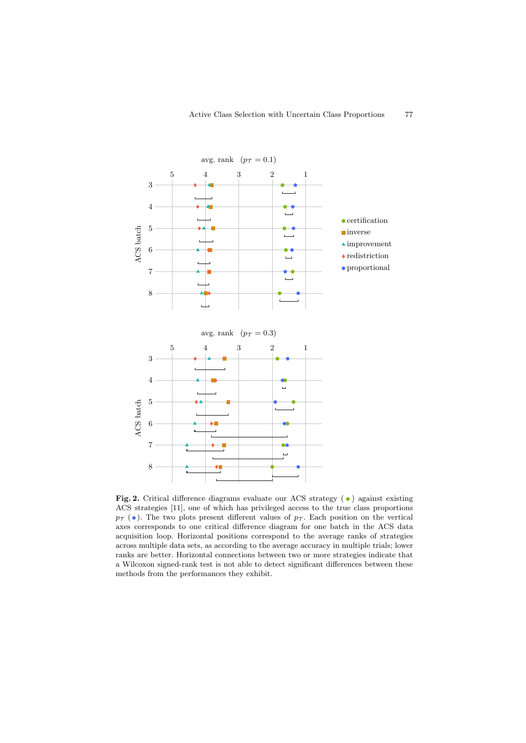**Fig. 2.** Critical difference diagrams evaluate our ACS strategy (●) against existing ACS strategies [11], one of which has privileged access to the true class proportions $p_{\mathcal{T}}$ (⬟). The two plots present different values of $p_{\mathcal{T}}$. Each position on the vertical axes corresponds to one critical difference diagram for one batch in the ACS data acquisition loop. Horizontal positions correspond to the average ranks of strategies across multiple data sets, as according to the average accuracy in multiple trials; lower ranks are better. Horizontal connections between two or more strategies indicate that a Wilcoxon signed-rank test is not able to detect significant differences between these methods from the performances they exhibit.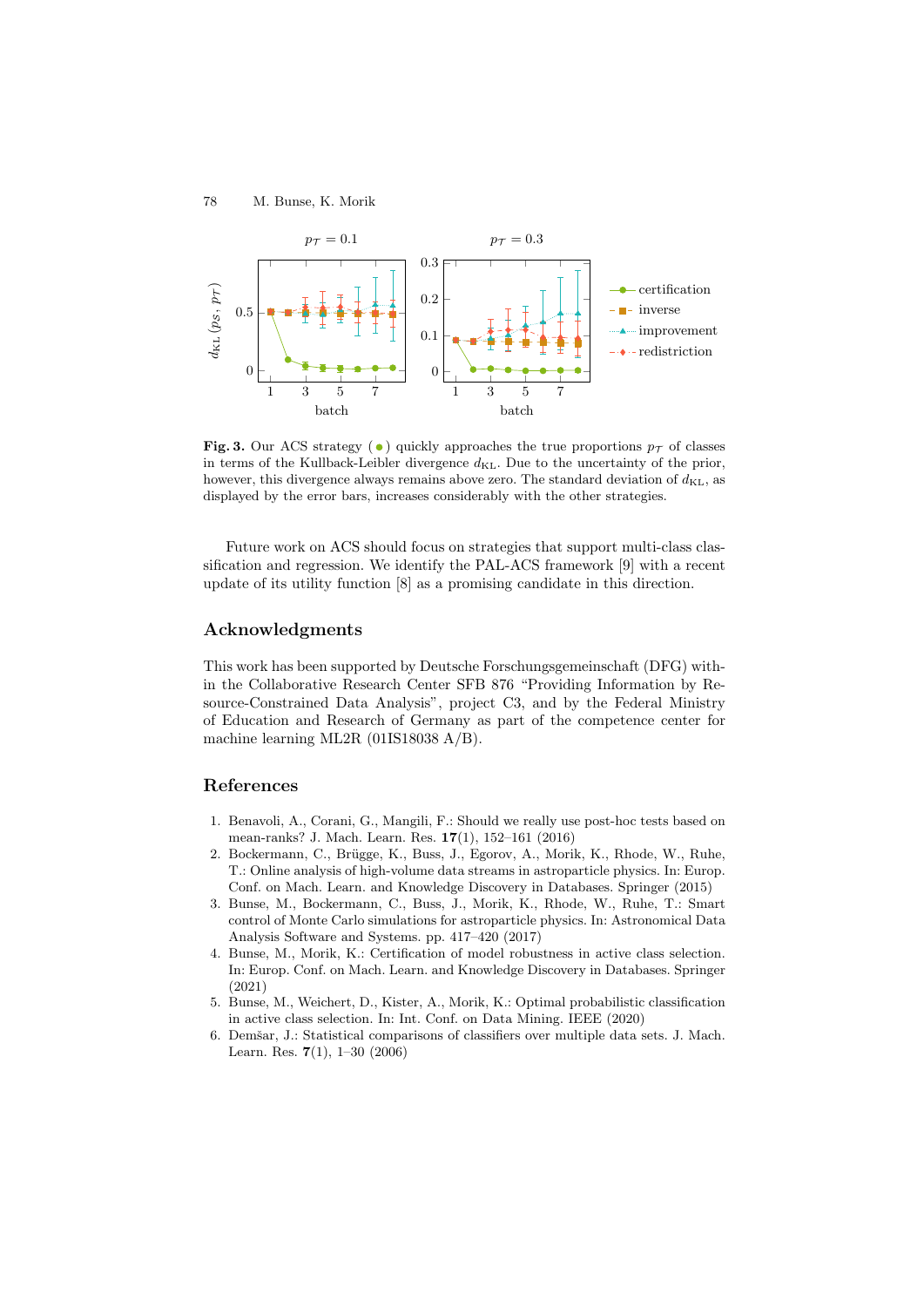**Fig. 3.** Our ACS strategy (●) quickly approaches the true proportions $p_\mathcal{T}$ of classes in terms of the Kullback-Leibler divergence $d_{\mathrm{KL}}$. Due to the uncertainty of the prior, however, this divergence always remains above zero. The standard deviation of $d_{\mathrm{KL}}$, as displayed by the error bars, increases considerably with the other strategies.

Future work on ACS should focus on strategies that support multi-class classification and regression. We identify the PAL-ACS framework [9] with a recent update of its utility function [8] as a promising candidate in this direction.

## Acknowledgments

This work has been supported by Deutsche Forschungsgemeinschaft (DFG) within the Collaborative Research Center SFB 876 "Providing Information by Resource-Constrained Data Analysis", project C3, and by the Federal Ministry of Education and Research of Germany as part of the competence center for machine learning ML2R (01IS18038 A/B).

## References

1. Benavoli, A., Corani, G., Mangili, F.: Should we really use post-hoc tests based on mean-ranks? J. Mach. Learn. Res. **17**(1), 152–161 (2016)
2. Bockermann, C., Brügge, K., Buss, J., Egorov, A., Morik, K., Rhode, W., Ruhe, T.: Online analysis of high-volume data streams in astroparticle physics. In: Europ. Conf. on Mach. Learn. and Knowledge Discovery in Databases. Springer (2015)
3. Bunse, M., Bockermann, C., Buss, J., Morik, K., Rhode, W., Ruhe, T.: Smart control of Monte Carlo simulations for astroparticle physics. In: Astronomical Data Analysis Software and Systems. pp. 417–420 (2017)
4. Bunse, M., Morik, K.: Certification of model robustness in active class selection. In: Europ. Conf. on Mach. Learn. and Knowledge Discovery in Databases. Springer (2021)
5. Bunse, M., Weichert, D., Kister, A., Morik, K.: Optimal probabilistic classification in active class selection. In: Int. Conf. on Data Mining. IEEE (2020)
6. Demšar, J.: Statistical comparisons of classifiers over multiple data sets. J. Mach. Learn. Res. **7**(1), 1–30 (2006)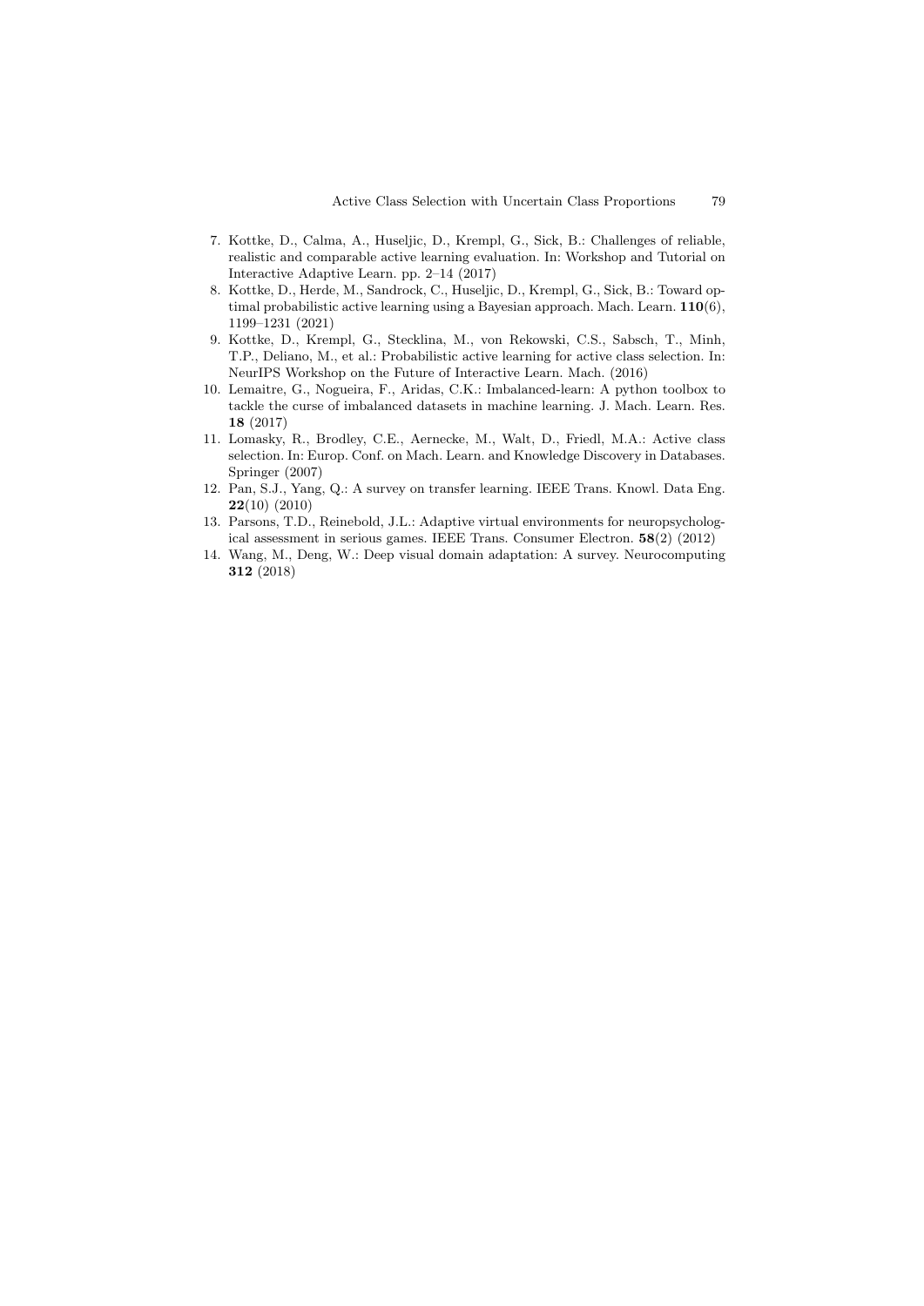7. Kottke, D., Calma, A., Huseljic, D., Krempl, G., Sick, B.: Challenges of reliable, realistic and comparable active learning evaluation. In: Workshop and Tutorial on Interactive Adaptive Learn. pp. 2–14 (2017)
8. Kottke, D., Herde, M., Sandrock, C., Huseljic, D., Krempl, G., Sick, B.: Toward optimal probabilistic active learning using a Bayesian approach. Mach. Learn. **110**(6), 1199–1231 (2021)
9. Kottke, D., Krempl, G., Stecklina, M., von Rekowski, C.S., Sabsch, T., Minh, T.P., Deliano, M., et al.: Probabilistic active learning for active class selection. In: NeurIPS Workshop on the Future of Interactive Learn. Mach. (2016)
10. Lemaitre, G., Nogueira, F., Aridas, C.K.: Imbalanced-learn: A python toolbox to tackle the curse of imbalanced datasets in machine learning. J. Mach. Learn. Res. **18** (2017)
11. Lomasky, R., Brodley, C.E., Aernecke, M., Walt, D., Friedl, M.A.: Active class selection. In: Europ. Conf. on Mach. Learn. and Knowledge Discovery in Databases. Springer (2007)
12. Pan, S.J., Yang, Q.: A survey on transfer learning. IEEE Trans. Knowl. Data Eng. **22**(10) (2010)
13. Parsons, T.D., Reinebold, J.L.: Adaptive virtual environments for neuropsychological assessment in serious games. IEEE Trans. Consumer Electron. **58**(2) (2012)
14. Wang, M., Deng, W.: Deep visual domain adaptation: A survey. Neurocomputing **312** (2018)